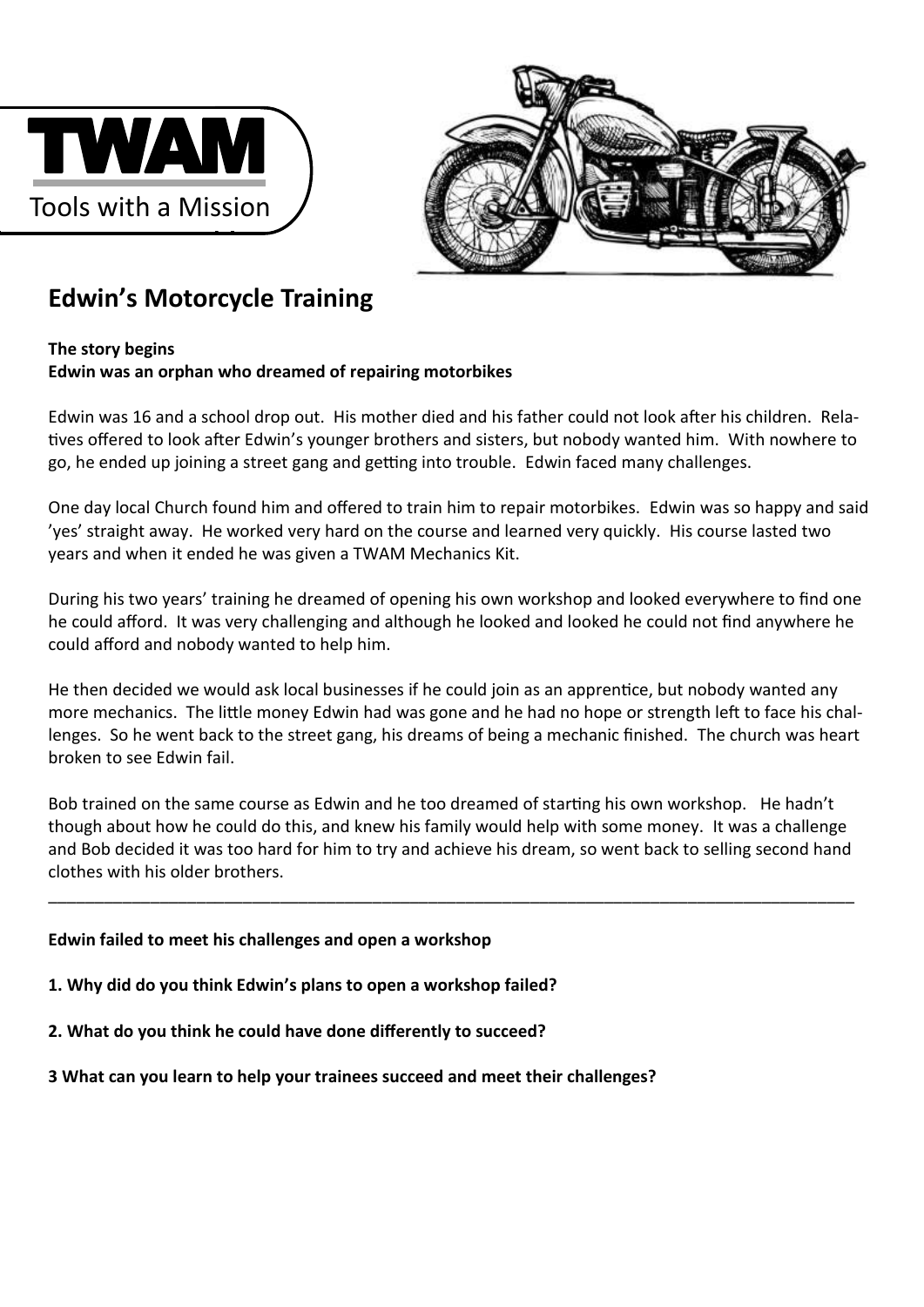TWAM

Tools with a Mission

# Edwin's Motorcycle Training

**The story begins**
**Edwin was an orphan who dreamed of repairing motorbikes**

Edwin was 16 and a school drop out. His mother died and his father could not look after his children. Relatives offered to look after Edwin's younger brothers and sisters, but nobody wanted him. With nowhere to go, he ended up joining a street gang and getting into trouble. Edwin faced many challenges.

One day local Church found him and offered to train him to repair motorbikes. Edwin was so happy and said 'yes' straight away. He worked very hard on the course and learned very quickly. His course lasted two years and when it ended he was given a TWAM Mechanics Kit.

During his two years' training he dreamed of opening his own workshop and looked everywhere to find one he could afford. It was very challenging and although he looked and looked he could not find anywhere he could afford and nobody wanted to help him.

He then decided we would ask local businesses if he could join as an apprentice, but nobody wanted any more mechanics. The little money Edwin had was gone and he had no hope or strength left to face his challenges. So he went back to the street gang, his dreams of being a mechanic finished. The church was heart broken to see Edwin fail.

Bob trained on the same course as Edwin and he too dreamed of starting his own workshop. He hadn't though about how he could do this, and knew his family would help with some money. It was a challenge and Bob decided it was too hard for him to try and achieve his dream, so went back to selling second hand clothes with his older brothers.

---

**Edwin failed to meet his challenges and open a workshop**

**1. Why did do you think Edwin's plans to open a workshop failed?**

**2. What do you think he could have done differently to succeed?**

**3 What can you learn to help your trainees succeed and meet their challenges?**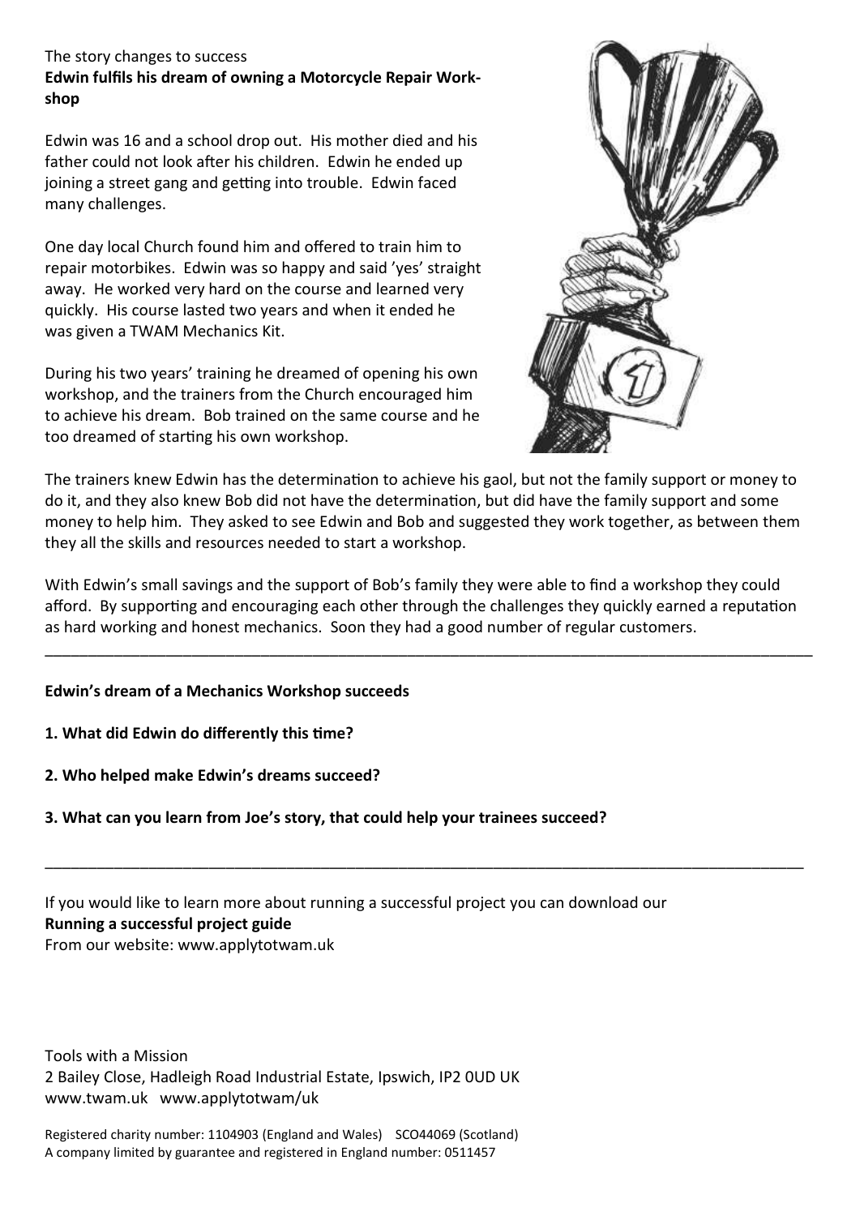The story changes to success

**Edwin fulfils his dream of owning a Motorcycle Repair Workshop**

Edwin was 16 and a school drop out. His mother died and his father could not look after his children. Edwin he ended up joining a street gang and getting into trouble. Edwin faced many challenges.

One day local Church found him and offered to train him to repair motorbikes. Edwin was so happy and said 'yes' straight away. He worked very hard on the course and learned very quickly. His course lasted two years and when it ended he was given a TWAM Mechanics Kit.

During his two years' training he dreamed of opening his own workshop, and the trainers from the Church encouraged him to achieve his dream. Bob trained on the same course and he too dreamed of starting his own workshop.

The trainers knew Edwin has the determination to achieve his gaol, but not the family support or money to do it, and they also knew Bob did not have the determination, but did have the family support and some money to help him. They asked to see Edwin and Bob and suggested they work together, as between them they all the skills and resources needed to start a workshop.

With Edwin's small savings and the support of Bob's family they were able to find a workshop they could afford. By supporting and encouraging each other through the challenges they quickly earned a reputation as hard working and honest mechanics. Soon they had a good number of regular customers.

---

**Edwin's dream of a Mechanics Workshop succeeds**

**1. What did Edwin do differently this time?**

**2. Who helped make Edwin's dreams succeed?**

**3. What can you learn from Joe's story, that could help your trainees succeed?**

---

If you would like to learn more about running a successful project you can download our
**Running a successful project guide**
From our website: www.applytotwam.uk

Tools with a Mission
2 Bailey Close, Hadleigh Road Industrial Estate, Ipswich, IP2 0UD UK
www.twam.uk www.applytotwam/uk

Registered charity number: 1104903 (England and Wales) SCO44069 (Scotland)
A company limited by guarantee and registered in England number: 0511457